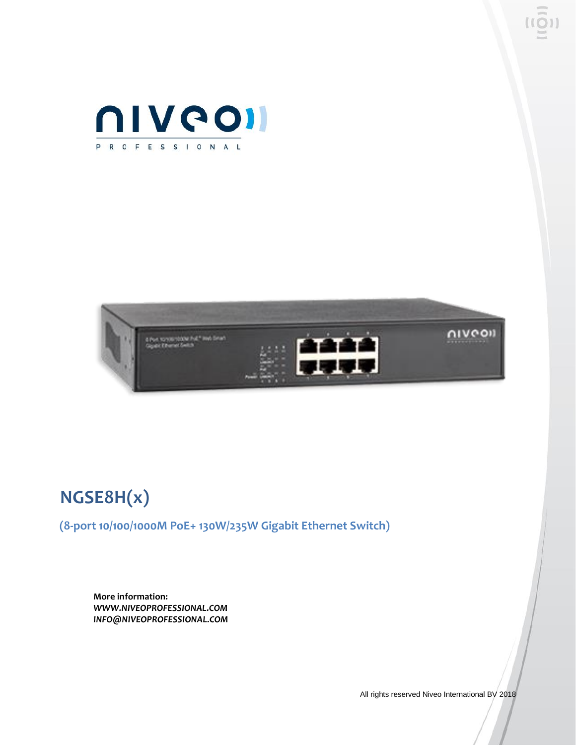# NGSE8H(x)

**(8-port 10/100/1000M PoE+ 130W/235W Gigabit Ethernet Switch)**

**More information:**
***WWW.NIVEOPROFESSIONAL.COM***
***INFO@NIVEOPROFESSIONAL.COM***

All rights reserved Niveo International BV 2018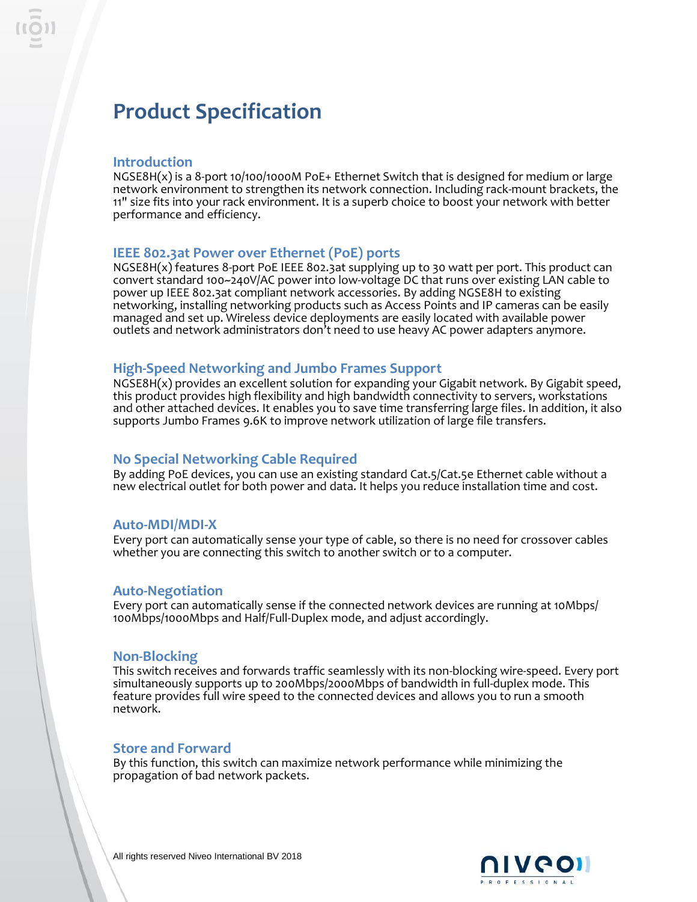# Product Specification

## Introduction

NGSE8H(x) is a 8-port 10/100/1000M PoE+ Ethernet Switch that is designed for medium or large network environment to strengthen its network connection. Including rack-mount brackets, the 11" size fits into your rack environment. It is a superb choice to boost your network with better performance and efficiency.

## IEEE 802.3at Power over Ethernet (PoE) ports

NGSE8H(x) features 8-port PoE IEEE 802.3at supplying up to 30 watt per port. This product can convert standard 100~240V/AC power into low-voltage DC that runs over existing LAN cable to power up IEEE 802.3at compliant network accessories. By adding NGSE8H to existing networking, installing networking products such as Access Points and IP cameras can be easily managed and set up. Wireless device deployments are easily located with available power outlets and network administrators don't need to use heavy AC power adapters anymore.

## High-Speed Networking and Jumbo Frames Support

NGSE8H(x) provides an excellent solution for expanding your Gigabit network. By Gigabit speed, this product provides high flexibility and high bandwidth connectivity to servers, workstations and other attached devices. It enables you to save time transferring large files. In addition, it also supports Jumbo Frames 9.6K to improve network utilization of large file transfers.

## No Special Networking Cable Required

By adding PoE devices, you can use an existing standard Cat.5/Cat.5e Ethernet cable without a new electrical outlet for both power and data. It helps you reduce installation time and cost.

## Auto-MDI/MDI-X

Every port can automatically sense your type of cable, so there is no need for crossover cables whether you are connecting this switch to another switch or to a computer.

## Auto-Negotiation

Every port can automatically sense if the connected network devices are running at 10Mbps/100Mbps/1000Mbps and Half/Full-Duplex mode, and adjust accordingly.

## Non-Blocking

This switch receives and forwards traffic seamlessly with its non-blocking wire-speed. Every port simultaneously supports up to 200Mbps/2000Mbps of bandwidth in full-duplex mode. This feature provides full wire speed to the connected devices and allows you to run a smooth network.

## Store and Forward

By this function, this switch can maximize network performance while minimizing the propagation of bad network packets.

All rights reserved Niveo International BV 2018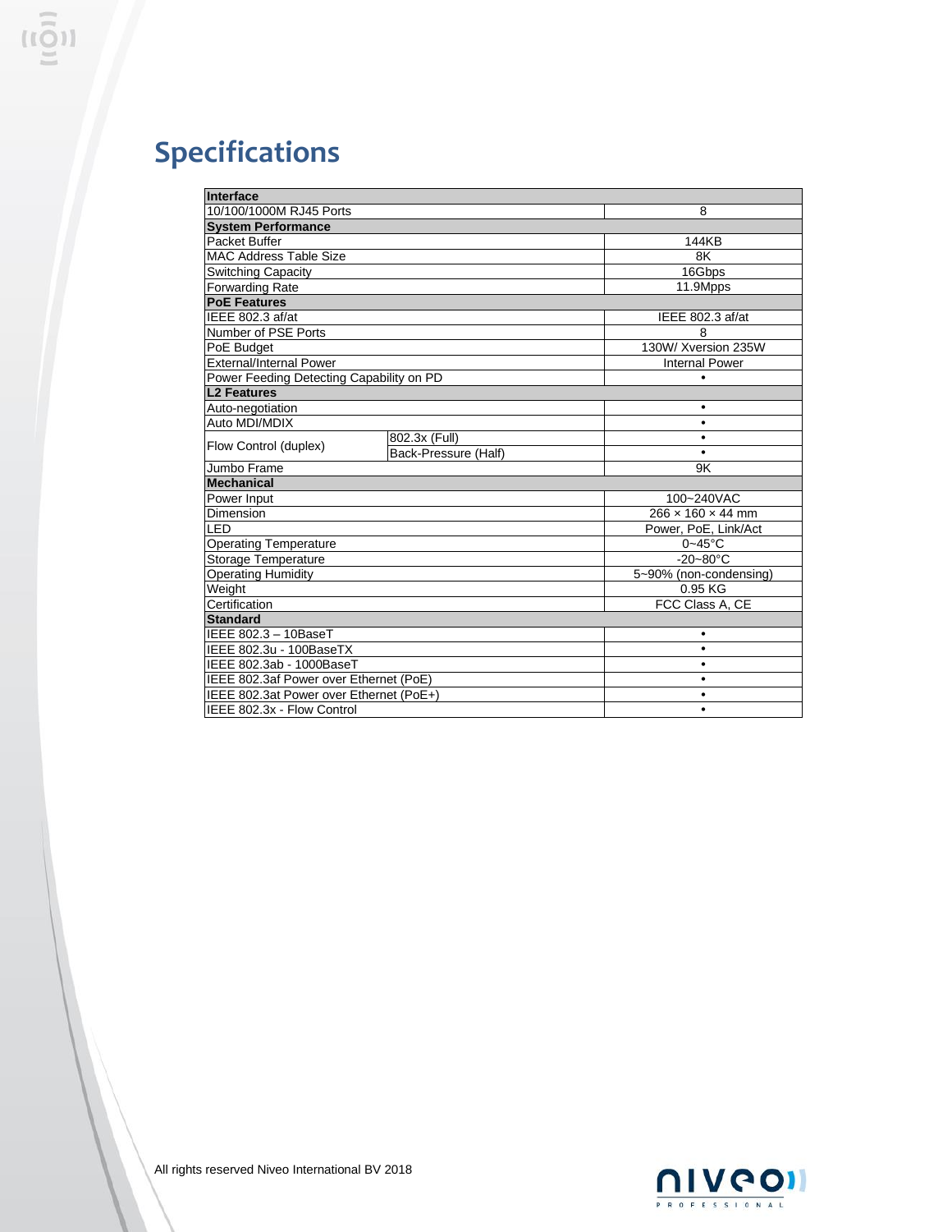## Specifications

| | | |
|---|---|---|
| **Interface** | | |
| 10/100/1000M RJ45 Ports | | 8 |
| **System Performance** | | |
| Packet Buffer | | 144KB |
| MAC Address Table Size | | 8K |
| Switching Capacity | | 16Gbps |
| Forwarding Rate | | 11.9Mpps |
| **PoE Features** | | |
| IEEE 802.3 af/at | | IEEE 802.3 af/at |
| Number of PSE Ports | | 8 |
| PoE Budget | | 130W/ Xversion 235W |
| External/Internal Power | | Internal Power |
| Power Feeding Detecting Capability on PD | | • |
| **L2 Features** | | |
| Auto-negotiation | | • |
| Auto MDI/MDIX | | • |
| Flow Control (duplex) | 802.3x (Full) | • |
| | Back-Pressure (Half) | • |
| Jumbo Frame | | 9K |
| **Mechanical** | | |
| Power Input | | 100~240VAC |
| Dimension | | 266 × 160 × 44 mm |
| LED | | Power, PoE, Link/Act |
| Operating Temperature | | 0~45°C |
| Storage Temperature | | -20~80°C |
| Operating Humidity | | 5~90% (non-condensing) |
| Weight | | 0.95 KG |
| Certification | | FCC Class A, CE |
| **Standard** | | |
| IEEE 802.3 – 10BaseT | | • |
| IEEE 802.3u - 100BaseTX | | • |
| IEEE 802.3ab - 1000BaseT | | • |
| IEEE 802.3af Power over Ethernet (PoE) | | • |
| IEEE 802.3at Power over Ethernet (PoE+) | | • |
| IEEE 802.3x - Flow Control | | • |

All rights reserved Niveo International BV 2018